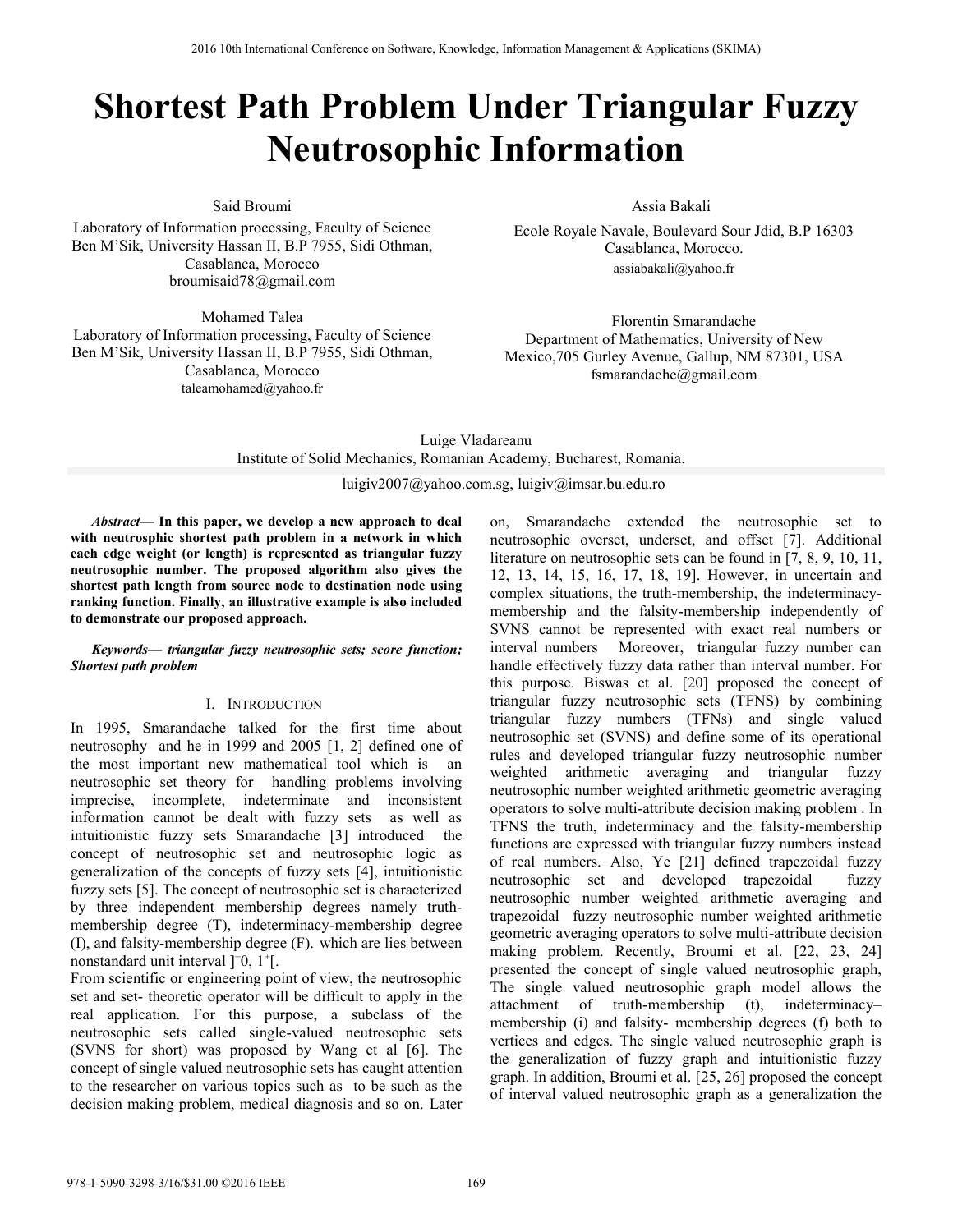# Shortest Path Problem Under Triangular Fuzzy Neutrosophic Information

Said Broumi
Laboratory of Information processing, Faculty of Science Ben M'Sik, University Hassan II, B.P 7955, Sidi Othman, Casablanca, Morocco
broumisaid78@gmail.com

Assia Bakali
Ecole Royale Navale, Boulevard Sour Jdid, B.P 16303 Casablanca, Morocco.
assiabakali@yahoo.fr

Mohamed Talea
Laboratory of Information processing, Faculty of Science Ben M'Sik, University Hassan II, B.P 7955, Sidi Othman, Casablanca, Morocco
taleamohamed@yahoo.fr

Florentin Smarandache
Department of Mathematics, University of New Mexico,705 Gurley Avenue, Gallup, NM 87301, USA
fsmarandache@gmail.com

Luige Vladareanu
Institute of Solid Mechanics, Romanian Academy, Bucharest, Romania.
luigiv2007@yahoo.com.sg, luigiv@imsar.bu.edu.ro

***Abstract***— **In this paper, we develop a new approach to deal with neutrosphic shortest path problem in a network in which each edge weight (or length) is represented as triangular fuzzy neutrosophic number. The proposed algorithm also gives the shortest path length from source node to destination node using ranking function. Finally, an illustrative example is also included to demonstrate our proposed approach.**

***Keywords— triangular fuzzy neutrosophic sets; score function; Shortest path problem***

## I. Introduction

In 1995, Smarandache talked for the first time about neutrosophy and he in 1999 and 2005 [1, 2] defined one of the most important new mathematical tool which is an neutrosophic set theory for handling problems involving imprecise, incomplete, indeterminate and inconsistent information cannot be dealt with fuzzy sets as well as intuitionistic fuzzy sets Smarandache [3] introduced the concept of neutrosophic set and neutrosophic logic as generalization of the concepts of fuzzy sets [4], intuitionistic fuzzy sets [5]. The concept of neutrosophic set is characterized by three independent membership degrees namely truth-membership degree (T), indeterminacy-membership degree (I), and falsity-membership degree (F). which are lies between nonstandard unit interval $]^{-}0, 1^{+}[$.

From scientific or engineering point of view, the neutrosophic set and set- theoretic operator will be difficult to apply in the real application. For this purpose, a subclass of the neutrosophic sets called single-valued neutrosophic sets (SVNS for short) was proposed by Wang et al [6]. The concept of single valued neutrosophic sets has caught attention to the researcher on various topics such as to be such as the decision making problem, medical diagnosis and so on. Later on, Smarandache extended the neutrosophic set to neutrosophic overset, underset, and offset [7]. Additional literature on neutrosophic sets can be found in [7, 8, 9, 10, 11, 12, 13, 14, 15, 16, 17, 18, 19]. However, in uncertain and complex situations, the truth-membership, the indeterminacy-membership and the falsity-membership independently of SVNS cannot be represented with exact real numbers or interval numbers Moreover, triangular fuzzy number can handle effectively fuzzy data rather than interval number. For this purpose. Biswas et al. [20] proposed the concept of triangular fuzzy neutrosophic sets (TFNS) by combining triangular fuzzy numbers (TFNs) and single valued neutrosophic set (SVNS) and define some of its operational rules and developed triangular fuzzy neutrosophic number weighted arithmetic averaging and triangular fuzzy neutrosophic number weighted arithmetic geometric averaging operators to solve multi-attribute decision making problem . In TFNS the truth, indeterminacy and the falsity-membership functions are expressed with triangular fuzzy numbers instead of real numbers. Also, Ye [21] defined trapezoidal fuzzy neutrosophic set and developed trapezoidal fuzzy neutrosophic number weighted arithmetic averaging and trapezoidal fuzzy neutrosophic number weighted arithmetic geometric averaging operators to solve multi-attribute decision making problem. Recently, Broumi et al. [22, 23, 24] presented the concept of single valued neutrosophic graph, The single valued neutrosophic graph model allows the attachment of truth-membership (t), indeterminacy–membership (i) and falsity- membership degrees (f) both to vertices and edges. The single valued neutrosophic graph is the generalization of fuzzy graph and intuitionistic fuzzy graph. In addition, Broumi et al. [25, 26] proposed the concept of interval valued neutrosophic graph as a generalization the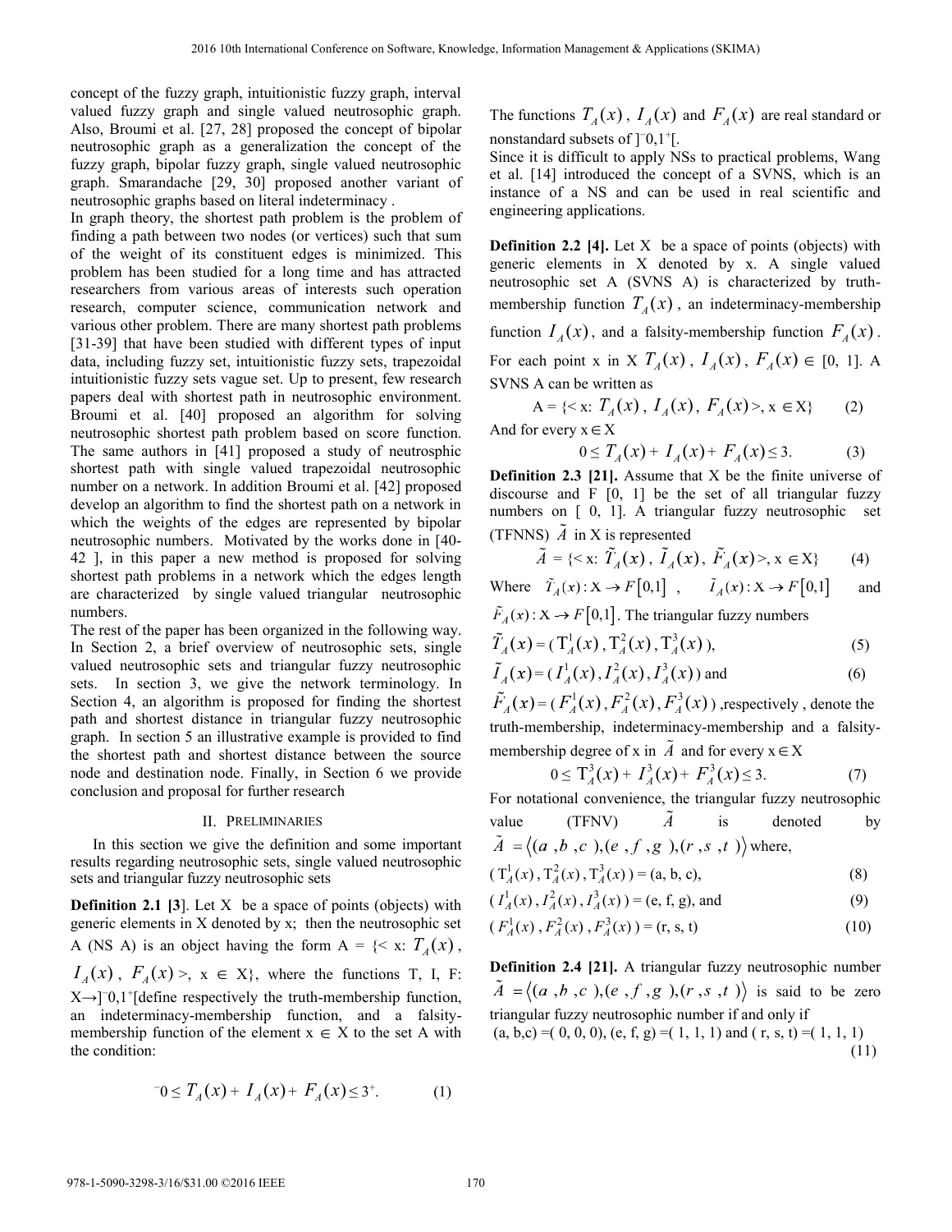concept of the fuzzy graph, intuitionistic fuzzy graph, interval valued fuzzy graph and single valued neutrosophic graph. Also, Broumi et al. [27, 28] proposed the concept of bipolar neutrosophic graph as a generalization the concept of the fuzzy graph, bipolar fuzzy graph, single valued neutrosophic graph. Smarandache [29, 30] proposed another variant of neutrosophic graphs based on literal indeterminacy .

In graph theory, the shortest path problem is the problem of finding a path between two nodes (or vertices) such that sum of the weight of its constituent edges is minimized. This problem has been studied for a long time and has attracted researchers from various areas of interests such operation research, computer science, communication network and various other problem. There are many shortest path problems [31-39] that have been studied with different types of input data, including fuzzy set, intuitionistic fuzzy sets, trapezoidal intuitionistic fuzzy sets vague set. Up to present, few research papers deal with shortest path in neutrosophic environment. Broumi et al. [40] proposed an algorithm for solving neutrosophic shortest path problem based on score function. The same authors in [41] proposed a study of neutrosphic shortest path with single valued trapezoidal neutrosophic number on a network. In addition Broumi et al. [42] proposed develop an algorithm to find the shortest path on a network in which the weights of the edges are represented by bipolar neutrosophic numbers. Motivated by the works done in [40-42 ], in this paper a new method is proposed for solving shortest path problems in a network which the edges length are characterized by single valued triangular neutrosophic numbers.

The rest of the paper has been organized in the following way. In Section 2, a brief overview of neutrosophic sets, single valued neutrosophic sets and triangular fuzzy neutrosophic sets. In section 3, we give the network terminology. In Section 4, an algorithm is proposed for finding the shortest path and shortest distance in triangular fuzzy neutrosophic graph. In section 5 an illustrative example is provided to find the shortest path and shortest distance between the source node and destination node. Finally, in Section 6 we provide conclusion and proposal for further research

## II. Preliminaries

In this section we give the definition and some important results regarding neutrosophic sets, single valued neutrosophic sets and triangular fuzzy neutrosophic sets

**Definition 2.1 [3]**. Let X be a space of points (objects) with generic elements in X denoted by x; then the neutrosophic set A (NS A) is an object having the form A = {< x: $T_A(x)$, $I_A(x)$, $F_A(x)$ >, x ∈ X}, where the functions T, I, F: X→]$^-$0,1$^+$[define respectively the truth-membership function, an indeterminacy-membership function, and a falsity-membership function of the element x ∈ X to the set A with the condition:

$$^-0 \le T_A(x) + I_A(x) + F_A(x) \le 3^+. \qquad (1)$$

The functions $T_A(x)$, $I_A(x)$ and $F_A(x)$ are real standard or nonstandard subsets of ]$^-$0,1$^+$[.

Since it is difficult to apply NSs to practical problems, Wang et al. [14] introduced the concept of a SVNS, which is an instance of a NS and can be used in real scientific and engineering applications.

**Definition 2.2 [4].** Let X be a space of points (objects) with generic elements in X denoted by x. A single valued neutrosophic set A (SVNS A) is characterized by truth-membership function $T_A(x)$, an indeterminacy-membership function $I_A(x)$, and a falsity-membership function $F_A(x)$. For each point x in X $T_A(x)$, $I_A(x)$, $F_A(x) \in$ [0, 1]. A SVNS A can be written as

$$A = \{< x: T_A(x), I_A(x), F_A(x) >, x \in X\} \qquad (2)$$

And for every x ∈ X

$$0 \le T_A(x) + I_A(x) + F_A(x) \le 3. \qquad (3)$$

**Definition 2.3 [21].** Assume that X be the finite universe of discourse and F [0, 1] be the set of all triangular fuzzy numbers on [ 0, 1]. A triangular fuzzy neutrosophic set (TFNNS) $\tilde{A}$ in X is represented

$$\tilde{A} = \{< x: \tilde{T}_A(x), \tilde{I}_A(x), \tilde{F}_A(x) >, x \in X\} \qquad (4)$$

Where $\tilde{T}_A(x): X \to F[0,1]$, $\tilde{I}_A(x): X \to F[0,1]$ and $\tilde{F}_A(x): X \to F[0,1]$. The triangular fuzzy numbers

$$\tilde{T}_A(x) = (T_A^1(x), T_A^2(x), T_A^3(x)), \qquad (5)$$

$$\tilde{I}_A(x) = (I_A^1(x), I_A^2(x), I_A^3(x)) \text{ and} \qquad (6)$$

$\tilde{F}_A(x) = (F_A^1(x), F_A^2(x), F_A^3(x))$ ,respectively , denote the truth-membership, indeterminacy-membership and a falsity-membership degree of x in $\tilde{A}$ and for every x ∈ X

$$0 \le T_A^3(x) + I_A^3(x) + F_A^3(x) \le 3. \qquad (7)$$

For notational convenience, the triangular fuzzy neutrosophic value (TFNV) $\tilde{A}$ is denoted by $\tilde{A} = \langle (a, b, c), (e, f, g), (r, s, t) \rangle$ where,

$$(T_A^1(x), T_A^2(x), T_A^3(x)) = (a, b, c), \qquad (8)$$

$$(I_A^1(x), I_A^2(x), I_A^3(x)) = (e, f, g), \text{ and} \qquad (9)$$

$$(F_A^1(x), F_A^2(x), F_A^3(x)) = (r, s, t) \qquad (10)$$

**Definition 2.4 [21].** A triangular fuzzy neutrosophic number $\tilde{A} = \langle (a, b, c), (e, f, g), (r, s, t) \rangle$ is said to be zero triangular fuzzy neutrosophic number if and only if

$$(a, b, c) = (0, 0, 0), (e, f, g) = (1, 1, 1) \text{ and } (r, s, t) = (1, 1, 1) \qquad (11)$$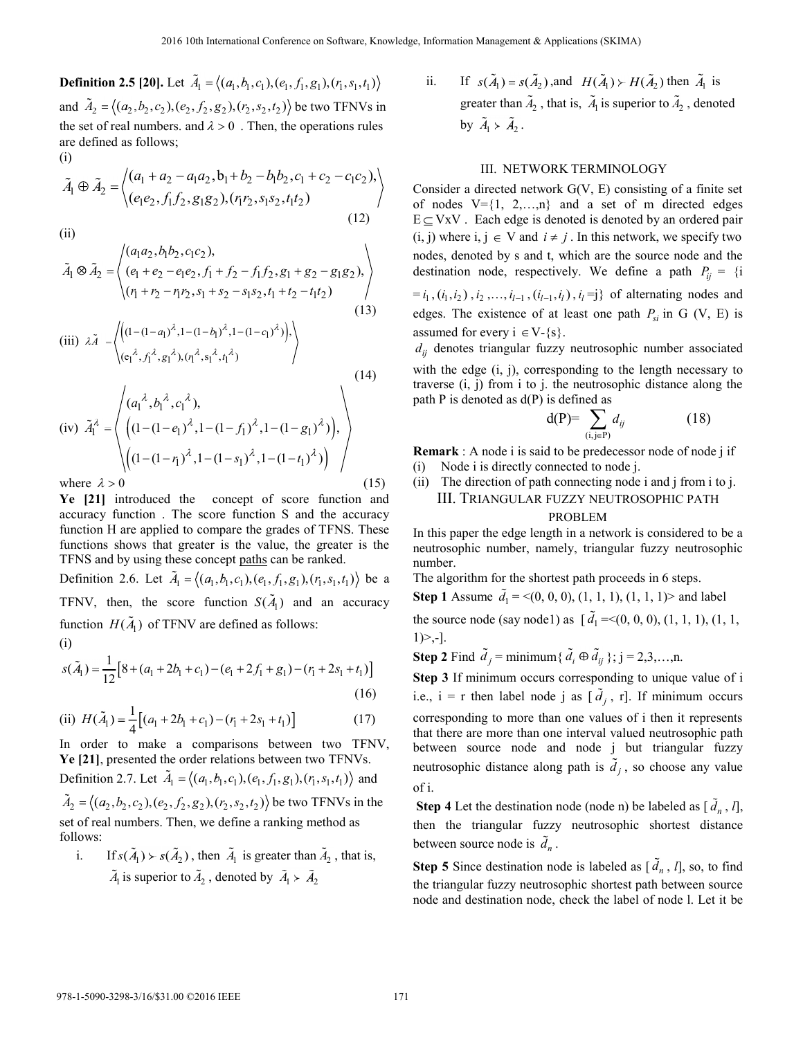**Definition 2.5 [20].** Let $\tilde{A}_1 = \langle (a_1, b_1, c_1), (e_1, f_1, g_1), (r_1, s_1, t_1) \rangle$ and $\tilde{A}_2 = \langle (a_2, b_2, c_2), (e_2, f_2, g_2), (r_2, s_2, t_2) \rangle$ be two TFNVs in the set of real numbers. and $\lambda > 0$ . Then, the operations rules are defined as follows;

(i)

$$\tilde{A}_1 \oplus \tilde{A}_2 = \left\langle \begin{matrix} (a_1 + a_2 - a_1 a_2, b_1 + b_2 - b_1 b_2, c_1 + c_2 - c_1 c_2), \\ (e_1 e_2, f_1 f_2, g_1 g_2), (r_1 r_2, s_1 s_2, t_1 t_2) \end{matrix} \right\rangle \tag{12}$$

(ii)

$$\tilde{A}_1 \otimes \tilde{A}_2 = \left\langle \begin{matrix} (a_1 a_2, b_1 b_2, c_1 c_2), \\ (e_1 + e_2 - e_1 e_2, f_1 + f_2 - f_1 f_2, g_1 + g_2 - g_1 g_2), \\ (r_1 + r_2 - r_1 r_2, s_1 + s_2 - s_1 s_2, t_1 + t_2 - t_1 t_2) \end{matrix} \right\rangle \tag{13}$$

(iii)

$$\lambda \tilde{A} - \left\langle \begin{matrix} \left( (1-(1-a_1)^{\lambda}, 1-(1-b_1)^{\lambda}, 1-(1-c_1)^{\lambda} \right), \\ (e_1^{\lambda}, f_1^{\lambda}, g_1^{\lambda}), (r_1^{\lambda}, s_1^{\lambda}, t_1^{\lambda}) \end{matrix} \right\rangle \tag{14}$$

(iv)

$$\tilde{A}_1^{\lambda} = \left\langle \begin{matrix} (a_1^{\lambda}, b_1^{\lambda}, c_1^{\lambda}), \\ \left( (1-(1-e_1)^{\lambda}, 1-(1-f_1)^{\lambda}, 1-(1-g_1)^{\lambda} \right), \\ \left( (1-(1-r_1)^{\lambda}, 1-(1-s_1)^{\lambda}, 1-(1-t_1)^{\lambda} \right) \end{matrix} \right\rangle$$

where $\lambda > 0$ (15)

**Ye [21]** introduced the concept of score function and accuracy function . The score function S and the accuracy function H are applied to compare the grades of TFNS. These functions shows that greater is the value, the greater is the TFNS and by using these concept paths can be ranked.

Definition 2.6. Let $\tilde{A}_1 = \langle (a_1, b_1, c_1), (e_1, f_1, g_1), (r_1, s_1, t_1) \rangle$ be a TFNV, then, the score function $S(\tilde{A}_1)$ and an accuracy function $H(\tilde{A}_1)$ of TFNV are defined as follows:

(i)

$$s(\tilde{A}_1) = \frac{1}{12}\left[8 + (a_1 + 2b_1 + c_1) - (e_1 + 2f_1 + g_1) - (r_1 + 2s_1 + t_1)\right] \tag{16}$$

(ii)

$$H(\tilde{A}_1) = \frac{1}{4}\left[(a_1 + 2b_1 + c_1) - (r_1 + 2s_1 + t_1)\right] \tag{17}$$

In order to make a comparisons between two TFNV, **Ye [21]**, presented the order relations between two TFNVs.

Definition 2.7. Let $\tilde{A}_1 = \langle (a_1, b_1, c_1), (e_1, f_1, g_1), (r_1, s_1, t_1) \rangle$ and $\tilde{A}_2 = \langle (a_2, b_2, c_2), (e_2, f_2, g_2), (r_2, s_2, t_2) \rangle$ be two TFNVs in the set of real numbers. Then, we define a ranking method as follows:

i. If $s(\tilde{A}_1) \succ s(\tilde{A}_2)$ , then $\tilde{A}_1$ is greater than $\tilde{A}_2$ , that is, $\tilde{A}_1$ is superior to $\tilde{A}_2$ , denoted by $\tilde{A}_1 \succ \tilde{A}_2$

ii. If $s(\tilde{A}_1) = s(\tilde{A}_2)$ ,and $H(\tilde{A}_1) \succ H(\tilde{A}_2)$ then $\tilde{A}_1$ is greater than $\tilde{A}_2$ , that is, $\tilde{A}_1$ is superior to $\tilde{A}_2$ , denoted by $\tilde{A}_1 \succ \tilde{A}_2$ .

## III. NETWORK TERMINOLOGY

Consider a directed network G(V, E) consisting of a finite set of nodes V={1, 2,…,n} and a set of m directed edges $E \subseteq V \times V$ . Each edge is denoted is denoted by an ordered pair (i, j) where i, j $\in$ V and $i \neq j$ . In this network, we specify two nodes, denoted by s and t, which are the source node and the destination node, respectively. We define a path $P_{ij}$ = {i $= i_1$ , $(i_1, i_2)$ , $i_2$ ,…, $i_{l-1}$ , $(i_{l-1}, i_l)$ , $i_l$ =j} of alternating nodes and edges. The existence of at least one path $P_{si}$ in G (V, E) is assumed for every i $\in$ V-{s}.

$d_{ij}$ denotes triangular fuzzy neutrosophic number associated with the edge (i, j), corresponding to the length necessary to traverse (i, j) from i to j. the neutrosophic distance along the path P is denoted as d(P) is defined as

$$\text{d(P)} = \sum_{(i, j \in P)} d_{ij} \tag{18}$$

**Remark** : A node i is said to be predecessor node of node j if

(i) Node i is directly connected to node j.

(ii) The direction of path connecting node i and j from i to j.

## III. TRIANGULAR FUZZY NEUTROSOPHIC PATH PROBLEM

In this paper the edge length in a network is considered to be a neutrosophic number, namely, triangular fuzzy neutrosophic number.

The algorithm for the shortest path proceeds in 6 steps.

**Step 1** Assume $\tilde{d}_1$ = <(0, 0, 0), (1, 1, 1), (1, 1, 1)> and label the source node (say node1) as [ $\tilde{d}_1$ =<(0, 0, 0), (1, 1, 1), (1, 1, 1)>,-].

**Step 2** Find $\tilde{d}_j$ = minimum{ $\tilde{d}_i \oplus \tilde{d}_{ij}$ }; j = 2,3,…,n.

**Step 3** If minimum occurs corresponding to unique value of i i.e., i = r then label node j as [ $\tilde{d}_j$ , r]. If minimum occurs corresponding to more than one values of i then it represents that there are more than one interval valued neutrosophic path between source node and node j but triangular fuzzy neutrosophic distance along path is $\tilde{d}_j$ , so choose any value of i.

**Step 4** Let the destination node (node n) be labeled as [ $\tilde{d}_n$ , l], then the triangular fuzzy neutrosophic shortest distance between source node is $\tilde{d}_n$ .

**Step 5** Since destination node is labeled as [ $\tilde{d}_n$ , l], so, to find the triangular fuzzy neutrosophic shortest path between source node and destination node, check the label of node l. Let it be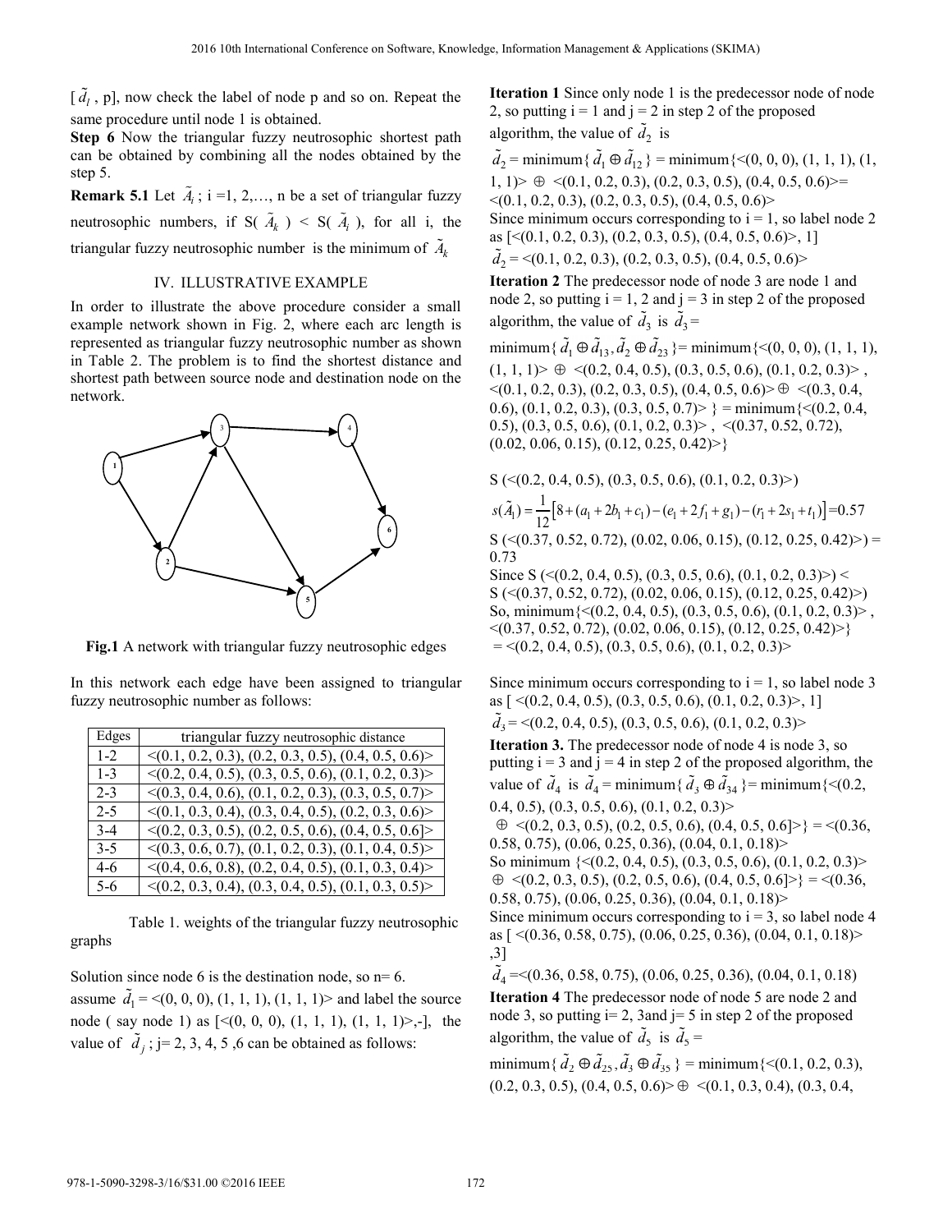[ $\tilde{d}_l$ , p], now check the label of node p and so on. Repeat the same procedure until node 1 is obtained.

**Step 6** Now the triangular fuzzy neutrosophic shortest path can be obtained by combining all the nodes obtained by the step 5.

**Remark 5.1** Let $\tilde{A}_i$ ; i =1, 2,…, n be a set of triangular fuzzy neutrosophic numbers, if S( $\tilde{A}_k$ ) < S( $\tilde{A}_i$ ), for all i, the triangular fuzzy neutrosophic number is the minimum of $\tilde{A}_k$

## IV. ILLUSTRATIVE EXAMPLE

In order to illustrate the above procedure consider a small example network shown in Fig. 2, where each arc length is represented as triangular fuzzy neutrosophic number as shown in Table 2. The problem is to find the shortest distance and shortest path between source node and destination node on the network.

**Fig.1** A network with triangular fuzzy neutrosophic edges

In this network each edge have been assigned to triangular fuzzy neutrosophic number as follows:

| Edges | triangular fuzzy neutrosophic distance |
|---|---|
| 1-2 | <(0.1, 0.2, 0.3), (0.2, 0.3, 0.5), (0.4, 0.5, 0.6)> |
| 1-3 | <(0.2, 0.4, 0.5), (0.3, 0.5, 0.6), (0.1, 0.2, 0.3)> |
| 2-3 | <(0.3, 0.4, 0.6), (0.1, 0.2, 0.3), (0.3, 0.5, 0.7)> |
| 2-5 | <(0.1, 0.3, 0.4), (0.3, 0.4, 0.5), (0.2, 0.3, 0.6)> |
| 3-4 | <(0.2, 0.3, 0.5), (0.2, 0.5, 0.6), (0.4, 0.5, 0.6]> |
| 3-5 | <(0.3, 0.6, 0.7), (0.1, 0.2, 0.3), (0.1, 0.4, 0.5)> |
| 4-6 | <(0.4, 0.6, 0.8), (0.2, 0.4, 0.5), (0.1, 0.3, 0.4)> |
| 5-6 | <(0.2, 0.3, 0.4), (0.3, 0.4, 0.5), (0.1, 0.3, 0.5)> |

Table 1. weights of the triangular fuzzy neutrosophic graphs

Solution since node 6 is the destination node, so n= 6.

assume $\tilde{d}_1$ = <(0, 0, 0), (1, 1, 1), (1, 1, 1)> and label the source node ( say node 1) as [<(0, 0, 0), (1, 1, 1), (1, 1, 1)>,-], the value of $\tilde{d}_j$ ; j= 2, 3, 4, 5 ,6 can be obtained as follows:

**Iteration 1** Since only node 1 is the predecessor node of node 2, so putting i = 1 and j = 2 in step 2 of the proposed algorithm, the value of $\tilde{d}_2$ is

$\tilde{d}_2$ = minimum{ $\tilde{d}_1 \oplus \tilde{d}_{12}$ } = minimum{<(0, 0, 0), (1, 1, 1), (1, 1, 1)> $\oplus$ <(0.1, 0.2, 0.3), (0.2, 0.3, 0.5), (0.4, 0.5, 0.6)>= <(0.1, 0.2, 0.3), (0.2, 0.3, 0.5), (0.4, 0.5, 0.6)>

Since minimum occurs corresponding to i = 1, so label node 2 as [<(0.1, 0.2, 0.3), (0.2, 0.3, 0.5), (0.4, 0.5, 0.6)>, 1]

$\tilde{d}_2$ = <(0.1, 0.2, 0.3), (0.2, 0.3, 0.5), (0.4, 0.5, 0.6)>

**Iteration 2** The predecessor node of node 3 are node 1 and node 2, so putting i = 1, 2 and j = 3 in step 2 of the proposed algorithm, the value of $\tilde{d}_3$ is $\tilde{d}_3$ =

minimum{ $\tilde{d}_1 \oplus \tilde{d}_{13}, \tilde{d}_2 \oplus \tilde{d}_{23}$ }= minimum{<(0, 0, 0), (1, 1, 1), (1, 1, 1)> $\oplus$ <(0.2, 0.4, 0.5), (0.3, 0.5, 0.6), (0.1, 0.2, 0.3)> , <(0.1, 0.2, 0.3), (0.2, 0.3, 0.5), (0.4, 0.5, 0.6)> $\oplus$ <(0.3, 0.4, 0.6), (0.1, 0.2, 0.3), (0.3, 0.5, 0.7)> } = minimum{<(0.2, 0.4, 0.5), (0.3, 0.5, 0.6), (0.1, 0.2, 0.3)> , <(0.37, 0.52, 0.72), (0.02, 0.06, 0.15), (0.12, 0.25, 0.42)>}

S (<(0.2, 0.4, 0.5), (0.3, 0.5, 0.6), (0.1, 0.2, 0.3)>)

$$s(\tilde{A}_1) = \frac{1}{12}\left[8 + (a_1 + 2b_1 + c_1) - (e_1 + 2f_1 + g_1) - (r_1 + 2s_1 + t_1)\right] = 0.57$$

S (<(0.37, 0.52, 0.72), (0.02, 0.06, 0.15), (0.12, 0.25, 0.42)>) = 0.73

Since S (<(0.2, 0.4, 0.5), (0.3, 0.5, 0.6), (0.1, 0.2, 0.3)>) < S (<(0.37, 0.52, 0.72), (0.02, 0.06, 0.15), (0.12, 0.25, 0.42)>)

So, minimum{<(0.2, 0.4, 0.5), (0.3, 0.5, 0.6), (0.1, 0.2, 0.3)> , <(0.37, 0.52, 0.72), (0.02, 0.06, 0.15), (0.12, 0.25, 0.42)>}
= <(0.2, 0.4, 0.5), (0.3, 0.5, 0.6), (0.1, 0.2, 0.3)>

Since minimum occurs corresponding to i = 1, so label node 3 as [ <(0.2, 0.4, 0.5), (0.3, 0.5, 0.6), (0.1, 0.2, 0.3)>, 1]

$\tilde{d}_3$ = <(0.2, 0.4, 0.5), (0.3, 0.5, 0.6), (0.1, 0.2, 0.3)>

**Iteration 3.** The predecessor node of node 4 is node 3, so putting i = 3 and j = 4 in step 2 of the proposed algorithm, the value of $\tilde{d}_4$ is $\tilde{d}_4$ = minimum{ $\tilde{d}_3 \oplus \tilde{d}_{34}$ }= minimum{<(0.2, 0.4, 0.5), (0.3, 0.5, 0.6), (0.1, 0.2, 0.3)>
$\oplus$ <(0.2, 0.3, 0.5), (0.2, 0.5, 0.6), (0.4, 0.5, 0.6]>} = <(0.36, 0.58, 0.75), (0.06, 0.25, 0.36), (0.04, 0.1, 0.18)>

So minimum {<(0.2, 0.4, 0.5), (0.3, 0.5, 0.6), (0.1, 0.2, 0.3)> $\oplus$ <(0.2, 0.3, 0.5), (0.2, 0.5, 0.6), (0.4, 0.5, 0.6]>} = <(0.36, 0.58, 0.75), (0.06, 0.25, 0.36), (0.04, 0.1, 0.18)>

Since minimum occurs corresponding to i = 3, so label node 4 as [ <(0.36, 0.58, 0.75), (0.06, 0.25, 0.36), (0.04, 0.1, 0.18)> ,3]

$\tilde{d}_4$ =<(0.36, 0.58, 0.75), (0.06, 0.25, 0.36), (0.04, 0.1, 0.18)

**Iteration 4** The predecessor node of node 5 are node 2 and node 3, so putting i= 2, 3and j= 5 in step 2 of the proposed algorithm, the value of $\tilde{d}_5$ is $\tilde{d}_5$ =

minimum{ $\tilde{d}_2 \oplus \tilde{d}_{25}, \tilde{d}_3 \oplus \tilde{d}_{35}$ } = minimum{<(0.1, 0.2, 0.3), (0.2, 0.3, 0.5), (0.4, 0.5, 0.6)> $\oplus$ <(0.1, 0.3, 0.4), (0.3, 0.4,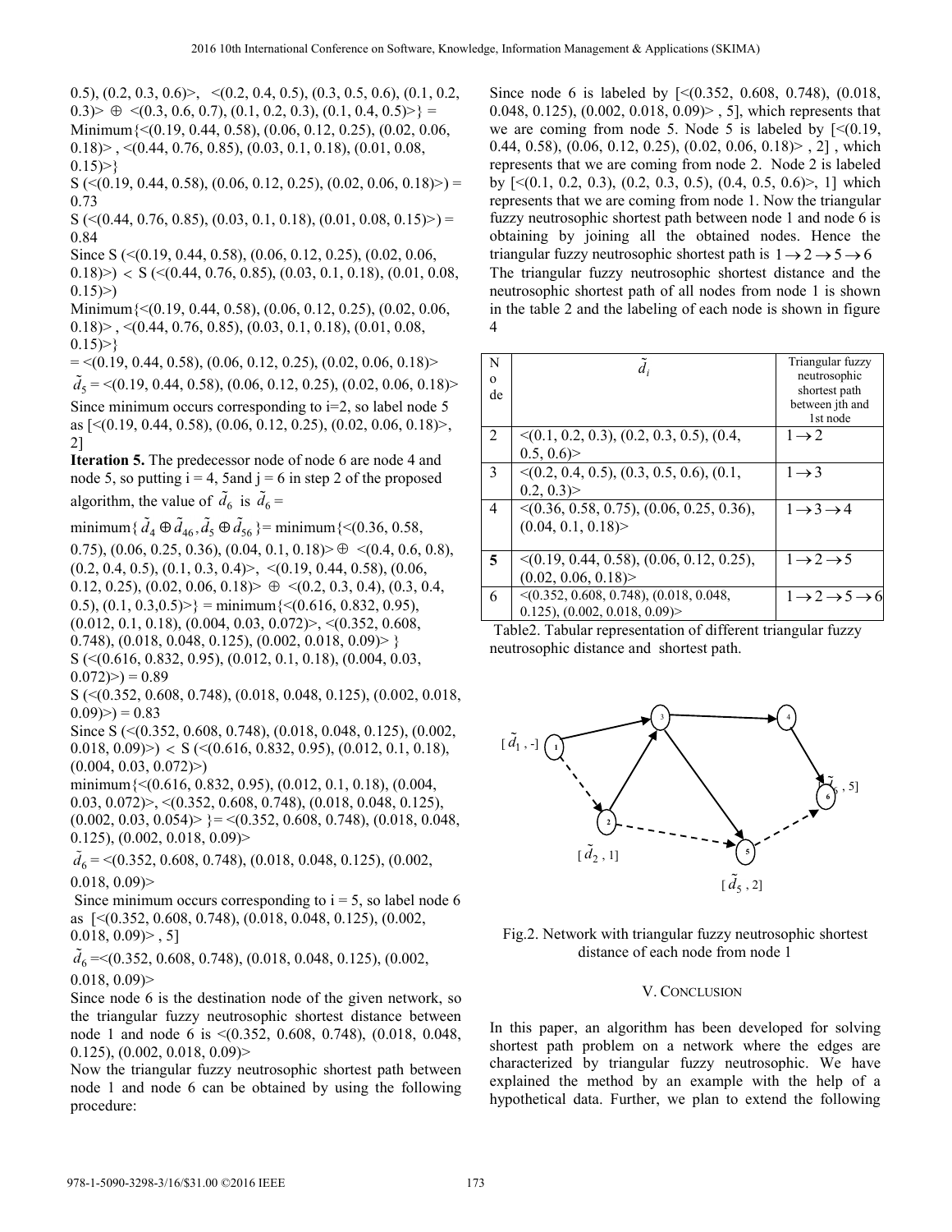0.5), (0.2, 0.3, 0.6)>, <(0.2, 0.4, 0.5), (0.3, 0.5, 0.6), (0.1, 0.2, 0.3)> $\oplus$ <(0.3, 0.6, 0.7), (0.1, 0.2, 0.3), (0.1, 0.4, 0.5)>} = Minimum{<(0.19, 0.44, 0.58), (0.06, 0.12, 0.25), (0.02, 0.06, 0.18)> , <(0.44, 0.76, 0.85), (0.03, 0.1, 0.18), (0.01, 0.08, 0.15)>}

S (<(0.19, 0.44, 0.58), (0.06, 0.12, 0.25), (0.02, 0.06, 0.18)>) = 0.73

S (<(0.44, 0.76, 0.85), (0.03, 0.1, 0.18), (0.01, 0.08, 0.15)>) = 0.84

Since S (<(0.19, 0.44, 0.58), (0.06, 0.12, 0.25), (0.02, 0.06, 0.18)>) $<$ S (<(0.44, 0.76, 0.85), (0.03, 0.1, 0.18), (0.01, 0.08, 0.15)>)

Minimum{<(0.19, 0.44, 0.58), (0.06, 0.12, 0.25), (0.02, 0.06, 0.18)> , <(0.44, 0.76, 0.85), (0.03, 0.1, 0.18), (0.01, 0.08, 0.15)>}

= <(0.19, 0.44, 0.58), (0.06, 0.12, 0.25), (0.02, 0.06, 0.18)>

$\tilde{d}_5$ = <(0.19, 0.44, 0.58), (0.06, 0.12, 0.25), (0.02, 0.06, 0.18)>

Since minimum occurs corresponding to i=2, so label node 5 as [<(0.19, 0.44, 0.58), (0.06, 0.12, 0.25), (0.02, 0.06, 0.18)>, 2]

**Iteration 5.** The predecessor node of node 6 are node 4 and node 5, so putting i = 4, 5and j = 6 in step 2 of the proposed algorithm, the value of $\tilde{d}_6$ is $\tilde{d}_6$ = minimum{ $\tilde{d}_4 \oplus \tilde{d}_{46}, \tilde{d}_5 \oplus \tilde{d}_{56}$ }= minimum{<(0.36, 0.58, 0.75), (0.06, 0.25, 0.36), (0.04, 0.1, 0.18)> $\oplus$ <(0.4, 0.6, 0.8), (0.2, 0.4, 0.5), (0.1, 0.3, 0.4)>, <(0.19, 0.44, 0.58), (0.06, 0.12, 0.25), (0.02, 0.06, 0.18)> $\oplus$ <(0.2, 0.3, 0.4), (0.3, 0.4, 0.5), (0.1, 0.3,0.5)>} = minimum{<(0.616, 0.832, 0.95), (0.012, 0.1, 0.18), (0.004, 0.03, 0.072)>, <(0.352, 0.608, 0.748), (0.018, 0.048, 0.125), (0.002, 0.018, 0.09)> }

S (<(0.616, 0.832, 0.95), (0.012, 0.1, 0.18), (0.004, 0.03, 0.072)>) = 0.89

S (<(0.352, 0.608, 0.748), (0.018, 0.048, 0.125), (0.002, 0.018, 0.09)>) = 0.83

Since S (<(0.352, 0.608, 0.748), (0.018, 0.048, 0.125), (0.002, 0.018, 0.09)>) $<$ S (<(0.616, 0.832, 0.95), (0.012, 0.1, 0.18), (0.004, 0.03, 0.072)>)

minimum{<(0.616, 0.832, 0.95), (0.012, 0.1, 0.18), (0.004, 0.03, 0.072)>, <(0.352, 0.608, 0.748), (0.018, 0.048, 0.125), (0.002, 0.03, 0.054)> }= <(0.352, 0.608, 0.748), (0.018, 0.048, 0.125), (0.002, 0.018, 0.09)>

$\tilde{d}_6$ = <(0.352, 0.608, 0.748), (0.018, 0.048, 0.125), (0.002, 0.018, 0.09)>

Since minimum occurs corresponding to i = 5, so label node 6 as [<(0.352, 0.608, 0.748), (0.018, 0.048, 0.125), (0.002, 0.018, 0.09)> , 5]

$\tilde{d}_6$ =<(0.352, 0.608, 0.748), (0.018, 0.048, 0.125), (0.002, 0.018, 0.09)>

Since node 6 is the destination node of the given network, so the triangular fuzzy neutrosophic shortest distance between node 1 and node 6 is <(0.352, 0.608, 0.748), (0.018, 0.048, 0.125), (0.002, 0.018, 0.09)>

Now the triangular fuzzy neutrosophic shortest path between node 1 and node 6 can be obtained by using the following procedure:

Since node 6 is labeled by [<(0.352, 0.608, 0.748), (0.018, 0.048, 0.125), (0.002, 0.018, 0.09)> , 5], which represents that we are coming from node 5. Node 5 is labeled by [<(0.19, 0.44, 0.58), (0.06, 0.12, 0.25), (0.02, 0.06, 0.18)> , 2] , which represents that we are coming from node 2. Node 2 is labeled by [<(0.1, 0.2, 0.3), (0.2, 0.3, 0.5), (0.4, 0.5, 0.6)>, 1] which represents that we are coming from node 1. Now the triangular fuzzy neutrosophic shortest path between node 1 and node 6 is obtaining by joining all the obtained nodes. Hence the triangular fuzzy neutrosophic shortest path is $1 \to 2 \to 5 \to 6$

The triangular fuzzy neutrosophic shortest distance and the neutrosophic shortest path of all nodes from node 1 is shown in the table 2 and the labeling of each node is shown in figure 4

| Node | $\tilde{d}_i$ | Triangular fuzzy neutrosophic shortest path between jth and 1st node |
|---|---|---|
| 2 | <(0.1, 0.2, 0.3), (0.2, 0.3, 0.5), (0.4, 0.5, 0.6)> | $1 \to 2$ |
| 3 | <(0.2, 0.4, 0.5), (0.3, 0.5, 0.6), (0.1, 0.2, 0.3)> | $1 \to 3$ |
| 4 | <(0.36, 0.58, 0.75), (0.06, 0.25, 0.36), (0.04, 0.1, 0.18)> | $1 \to 3 \to 4$ |
| **5** | <(0.19, 0.44, 0.58), (0.06, 0.12, 0.25), (0.02, 0.06, 0.18)> | $1 \to 2 \to 5$ |
| 6 | <(0.352, 0.608, 0.748), (0.018, 0.048, 0.125), (0.002, 0.018, 0.09)> | $1 \to 2 \to 5 \to 6$ |

Table2. Tabular representation of different triangular fuzzy neutrosophic distance and shortest path.

Fig.2. Network with triangular fuzzy neutrosophic shortest distance of each node from node 1

## V. Conclusion

In this paper, an algorithm has been developed for solving shortest path problem on a network where the edges are characterized by triangular fuzzy neutrosophic. We have explained the method by an example with the help of a hypothetical data. Further, we plan to extend the following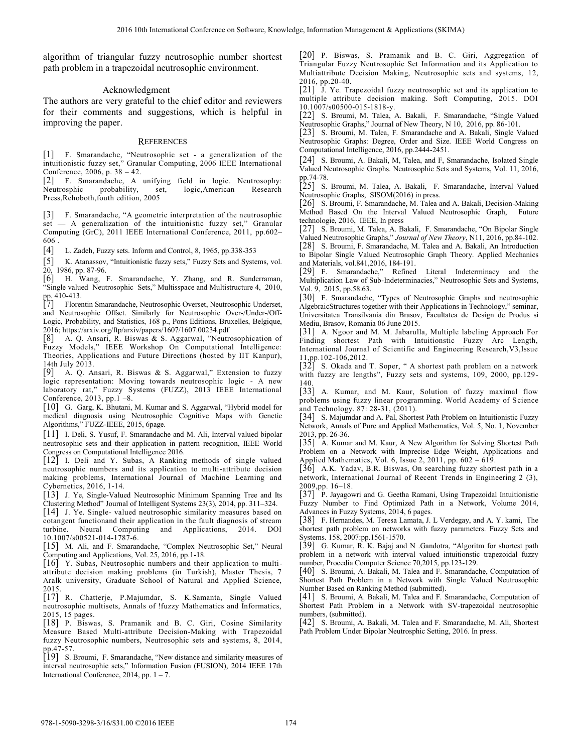algorithm of triangular fuzzy neutrosophic number shortest path problem in a trapezoidal neutrosophic environment.

## Acknowledgment

The authors are very grateful to the chief editor and reviewers for their comments and suggestions, which is helpful in improving the paper.

## REFERENCES

[1] F. Smarandache, "Neutrosophic set - a generalization of the intuitionistic fuzzy set," Granular Computing, 2006 IEEE International Conference, 2006, p. 38 – 42.

[2] F. Smarandache, A unifying field in logic. Neutrosophy: Neutrosphic probability, set, logic,American Research Press,Rehoboth,fouth edition, 2005

[3] F. Smarandache, "A geometric interpretation of the neutrosophic set — A generalization of the intuitionistic fuzzy set," Granular Computing (GrC), 2011 IEEE International Conference, 2011, pp.602–606 .

[4] L. Zadeh, Fuzzy sets. Inform and Control, 8, 1965, pp.338-353

[5] K. Atanassov, "Intuitionistic fuzzy sets," Fuzzy Sets and Systems, vol. 20, 1986, pp. 87-96.

[6] H. Wang, F. Smarandache, Y. Zhang, and R. Sunderraman, "Single valued Neutrosophic Sets," Multisspace and Multistructure 4, 2010, pp. 410-413.

[7] Florentin Smarandache, Neutrosophic Overset, Neutrosophic Underset, and Neutrosophic Offset. Similarly for Neutrosophic Over-/Under-/Off-Logic, Probability, and Statistics, 168 p., Pons Editions, Bruxelles, Belgique, 2016; https://arxiv.org/ftp/arxiv/papers/1607/1607.00234.pdf

[8] A. Q. Ansari, R. Biswas & S. Aggarwal, "Neutrosophication of Fuzzy Models," IEEE Workshop On Computational Intelligence: Theories, Applications and Future Directions (hosted by IIT Kanpur), 14th July 2013.

[9] A. Q. Ansari, R. Biswas & S. Aggarwal," Extension to fuzzy logic representation: Moving towards neutrosophic logic - A new laboratory rat," Fuzzy Systems (FUZZ), 2013 IEEE International Conference, 2013, pp.1 –8.

[10] G. Garg, K. Bhutani, M. Kumar and S. Aggarwal, "Hybrid model for medical diagnosis using Neutrosophic Cognitive Maps with Genetic Algorithms," FUZZ-IEEE, 2015, 6page.

[11] I. Deli, S. Yusuf, F. Smarandache and M. Ali, Interval valued bipolar neutrosophic sets and their application in pattern recognition, IEEE World Congress on Computational Intelligence 2016.

[12] I. Deli and Y. Subas, A Ranking methods of single valued neutrosophic numbers and its application to multi-attribute decision making problems, International Journal of Machine Learning and Cybernetics, 2016, 1-14.

[13] J. Ye, Single-Valued Neutrosophic Minimum Spanning Tree and Its Clustering Method" Journal of Intelligent Systems 23(3), 2014, pp. 311–324.

[14] J. Ye. Single- valued neutrosophic similarity measures based on cotangent functionand their application in the fault diagnosis of stream turbine. Neural Computing and Applications, 2014. DOI 10.1007/s00521-014-1787-6.

[15] M. Ali, and F. Smarandache, "Complex Neutrosophic Set," Neural Computing and Applications, Vol. 25, 2016, pp.1-18.

[16] Y. Subas, Neutrosophic numbers and their application to multi-attribute decision making problems (in Turkish), Master Thesis, 7 Aralk university, Graduate School of Natural and Applied Science, 2015.

[17] R. Chatterje, P.Majumdar, S. K.Samanta, Single Valued neutrosophic multisets, Annals of !fuzzy Mathematics and Informatics, 2015, 15 pages.

[18] P. Biswas, S. Pramanik and B. C. Giri, Cosine Similarity Measure Based Multi-attribute Decision-Making with Trapezoidal fuzzy Neutrosophic numbers, Neutrosophic sets and systems, 8, 2014, pp.47-57.

[19] S. Broumi, F. Smarandache, "New distance and similarity measures of interval neutrosophic sets," Information Fusion (FUSION), 2014 IEEE 17th International Conference, 2014, pp. 1 – 7.

[20] P. Biswas, S. Pramanik and B. C. Giri, Aggregation of Triangular Fuzzy Neutrosophic Set Information and its Application to Multiattribute Decision Making, Neutrosophic sets and systems, 12, 2016, pp.20-40.

[21] J. Ye. Trapezoidal fuzzy neutrosophic set and its application to multiple attribute decision making. Soft Computing, 2015. DOI 10.1007/s00500-015-1818-y.

[22] S. Broumi, M. Talea, A. Bakali, F. Smarandache, "Single Valued Neutrosophic Graphs," Journal of New Theory, N 10, 2016, pp. 86-101.

[23] S. Broumi, M. Talea, F. Smarandache and A. Bakali, Single Valued Neutrosophic Graphs: Degree, Order and Size. IEEE World Congress on Computational Intelligence, 2016, pp.2444-2451.

[24] S. Broumi, A. Bakali, M, Talea, and F, Smarandache, Isolated Single Valued Neutrosophic Graphs. Neutrosophic Sets and Systems, Vol. 11, 2016, pp.74-78.

[25] S. Broumi, M. Talea, A. Bakali, F. Smarandache, Interval Valued Neutrosophic Graphs, SISOM(2016) in press.

[26] S. Broumi, F. Smarandache, M. Talea and A. Bakali, Decision-Making Method Based On the Interval Valued Neutrosophic Graph, Future technologie, 2016, IEEE, In press

[27] S. Broumi, M. Talea, A. Bakali, F. Smarandache, "On Bipolar Single Valued Neutrosophic Graphs," *Journal of New Theory*, N11, 2016, pp.84-102.

[28] S. Broumi, F. Smarandache, M. Talea and A. Bakali, An Introduction to Bipolar Single Valued Neutrosophic Graph Theory. Applied Mechanics and Materials, vol.841,2016, 184-191.

[29] F. Smarandache," Refined Literal Indeterminacy and the Multiplication Law of Sub-Indeterminacies," Neutrosophic Sets and Systems, Vol. 9, 2015, pp.58.63.

[30] F. Smarandache, "Types of Neutrosophic Graphs and neutrosophic AlgebraicStructures together with their Applications in Technology," seminar, Universitatea Transilvania din Brasov, Facultatea de Design de Produs si Mediu, Brasov, Romania 06 June 2015.

[31] A. Ngoor and M. M. Jabarulla, Multiple labeling Approach For Finding shortest Path with Intuitionstic Fuzzy Arc Length, International Journal of Scientific and Engineering Research,V3,Issue 11,pp.102-106,2012.

[32] S. Okada and T. Soper, " A shortest path problem on a network with fuzzy arc lengths", Fuzzy sets and systems, 109, 2000, pp.129-140.

[33] A. Kumar, and M. Kaur, Solution of fuzzy maximal flow problems using fuzzy linear programming. World Academy of Science and Technology. 87: 28-31, (2011).

[34] S. Majumdar and A. Pal, Shortest Path Problem on Intuitionistic Fuzzy Network, Annals of Pure and Applied Mathematics, Vol. 5, No. 1, November 2013, pp. 26-36.

[35] A. Kumar and M. Kaur, A New Algorithm for Solving Shortest Path Problem on a Network with Imprecise Edge Weight, Applications and Applied Mathematics, Vol. 6, Issue 2, 2011, pp. 602 – 619.

[36] A.K. Yadav, B.R. Biswas, On searching fuzzy shortest path in a network, International Journal of Recent Trends in Engineering 2 (3), 2009,pp. 16–18.

[37] P. Jayagowri and G. Geetha Ramani, Using Trapezoidal Intuitionistic Fuzzy Number to Find Optimized Path in a Network, Volume 2014, Advances in Fuzzy Systems, 2014, 6 pages.

[38] F. Hernandes, M. Teresa Lamata, J. L Verdegay, and A. Y. kami, The shortest path problem on networks with fuzzy parameters. Fuzzy Sets and Systems. 158, 2007:pp.1561-1570.

[39] G. Kumar, R. K. Bajaj and N .Gandotra, "Algoritm for shortest path problem in a network with interval valued intuitionstic trapezoidal fuzzy number, Procedia Computer Science 70,2015, pp.123-129.

[40] S. Broumi, A. Bakali, M. Talea and F. Smarandache, Computation of Shortest Path Problem in a Network with Single Valued Neutrosophic Number Based on Ranking Method (submitted).

[41] S. Broumi, A. Bakali, M. Talea and F. Smarandache, Computation of Shortest Path Problem in a Network with SV-trapezoidal neutrosophic numbers, (submitted).

[42] S. Broumi, A. Bakali, M. Talea and F. Smarandache, M. Ali, Shortest Path Problem Under Bipolar Neutrosphic Setting, 2016. In press.